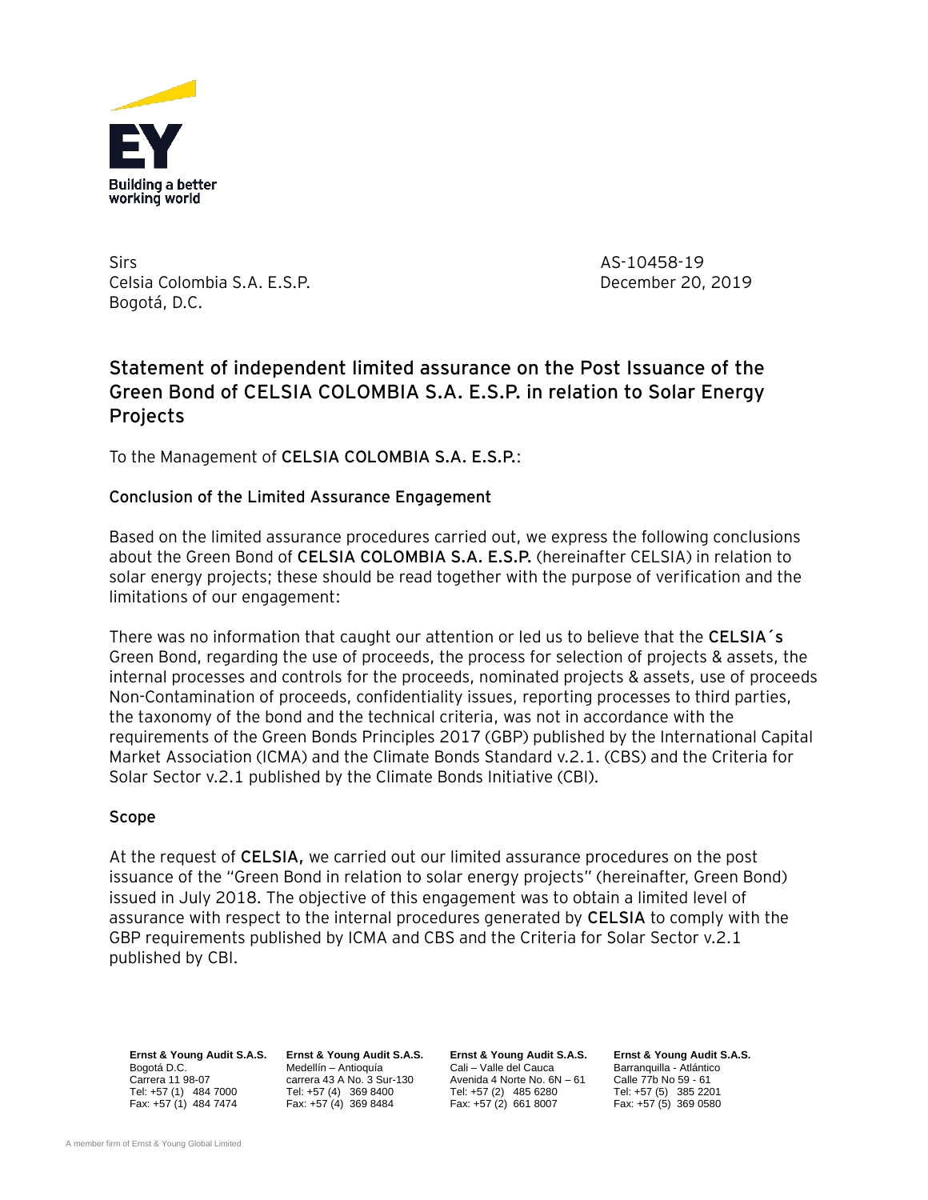Sirs
Celsia Colombia S.A. E.S.P.
Bogotá, D.C.

AS-10458-19
December 20, 2019

# Statement of independent limited assurance on the Post Issuance of the Green Bond of CELSIA COLOMBIA S.A. E.S.P. in relation to Solar Energy Projects

To the Management of **CELSIA COLOMBIA S.A. E.S.P.**:

## Conclusion of the Limited Assurance Engagement

Based on the limited assurance procedures carried out, we express the following conclusions about the Green Bond of **CELSIA COLOMBIA S.A. E.S.P.** (hereinafter CELSIA) in relation to solar energy projects; these should be read together with the purpose of verification and the limitations of our engagement:

There was no information that caught our attention or led us to believe that the **CELSIA´s** Green Bond, regarding the use of proceeds, the process for selection of projects & assets, the internal processes and controls for the proceeds, nominated projects & assets, use of proceeds Non-Contamination of proceeds, confidentiality issues, reporting processes to third parties, the taxonomy of the bond and the technical criteria, was not in accordance with the requirements of the Green Bonds Principles 2017 (GBP) published by the International Capital Market Association (ICMA) and the Climate Bonds Standard v.2.1. (CBS) and the Criteria for Solar Sector v.2.1 published by the Climate Bonds Initiative (CBI).

## Scope

At the request of **CELSIA,** we carried out our limited assurance procedures on the post issuance of the "Green Bond in relation to solar energy projects" (hereinafter, Green Bond) issued in July 2018. The objective of this engagement was to obtain a limited level of assurance with respect to the internal procedures generated by **CELSIA** to comply with the GBP requirements published by ICMA and CBS and the Criteria for Solar Sector v.2.1 published by CBI.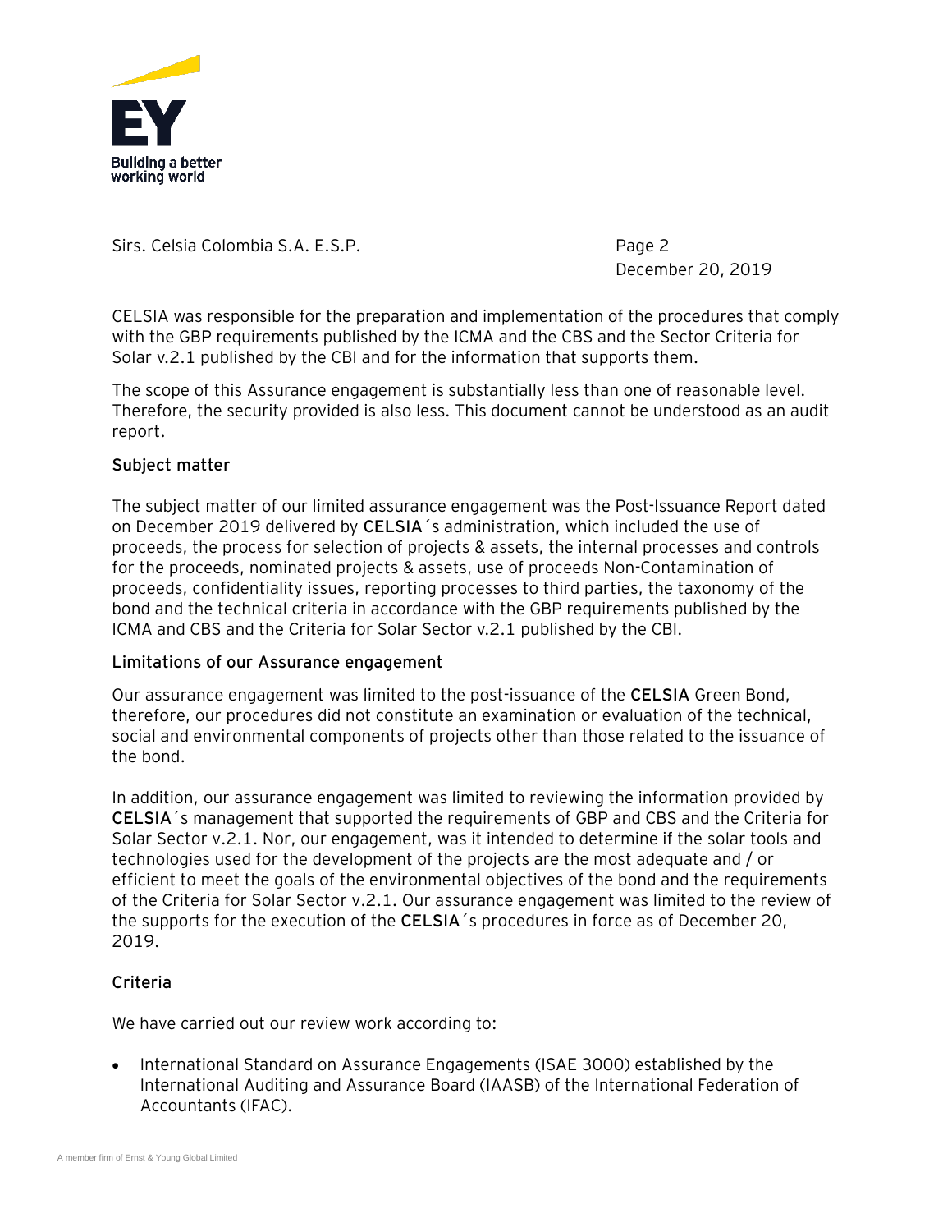Sirs. Celsia Colombia S.A. E.S.P.

December 20, 2019

CELSIA was responsible for the preparation and implementation of the procedures that comply with the GBP requirements published by the ICMA and the CBS and the Sector Criteria for Solar v.2.1 published by the CBI and for the information that supports them.

The scope of this Assurance engagement is substantially less than one of reasonable level. Therefore, the security provided is also less. This document cannot be understood as an audit report.

**Subject matter**

The subject matter of our limited assurance engagement was the Post-Issuance Report dated on December 2019 delivered by **CELSIA**´s administration, which included the use of proceeds, the process for selection of projects & assets, the internal processes and controls for the proceeds, nominated projects & assets, use of proceeds Non-Contamination of proceeds, confidentiality issues, reporting processes to third parties, the taxonomy of the bond and the technical criteria in accordance with the GBP requirements published by the ICMA and CBS and the Criteria for Solar Sector v.2.1 published by the CBI.

**Limitations of our Assurance engagement**

Our assurance engagement was limited to the post-issuance of the **CELSIA** Green Bond, therefore, our procedures did not constitute an examination or evaluation of the technical, social and environmental components of projects other than those related to the issuance of the bond.

In addition, our assurance engagement was limited to reviewing the information provided by **CELSIA**´s management that supported the requirements of GBP and CBS and the Criteria for Solar Sector v.2.1. Nor, our engagement, was it intended to determine if the solar tools and technologies used for the development of the projects are the most adequate and / or efficient to meet the goals of the environmental objectives of the bond and the requirements of the Criteria for Solar Sector v.2.1. Our assurance engagement was limited to the review of the supports for the execution of the **CELSIA**´s procedures in force as of December 20, 2019.

**Criteria**

We have carried out our review work according to:

- International Standard on Assurance Engagements (ISAE 3000) established by the International Auditing and Assurance Board (IAASB) of the International Federation of Accountants (IFAC).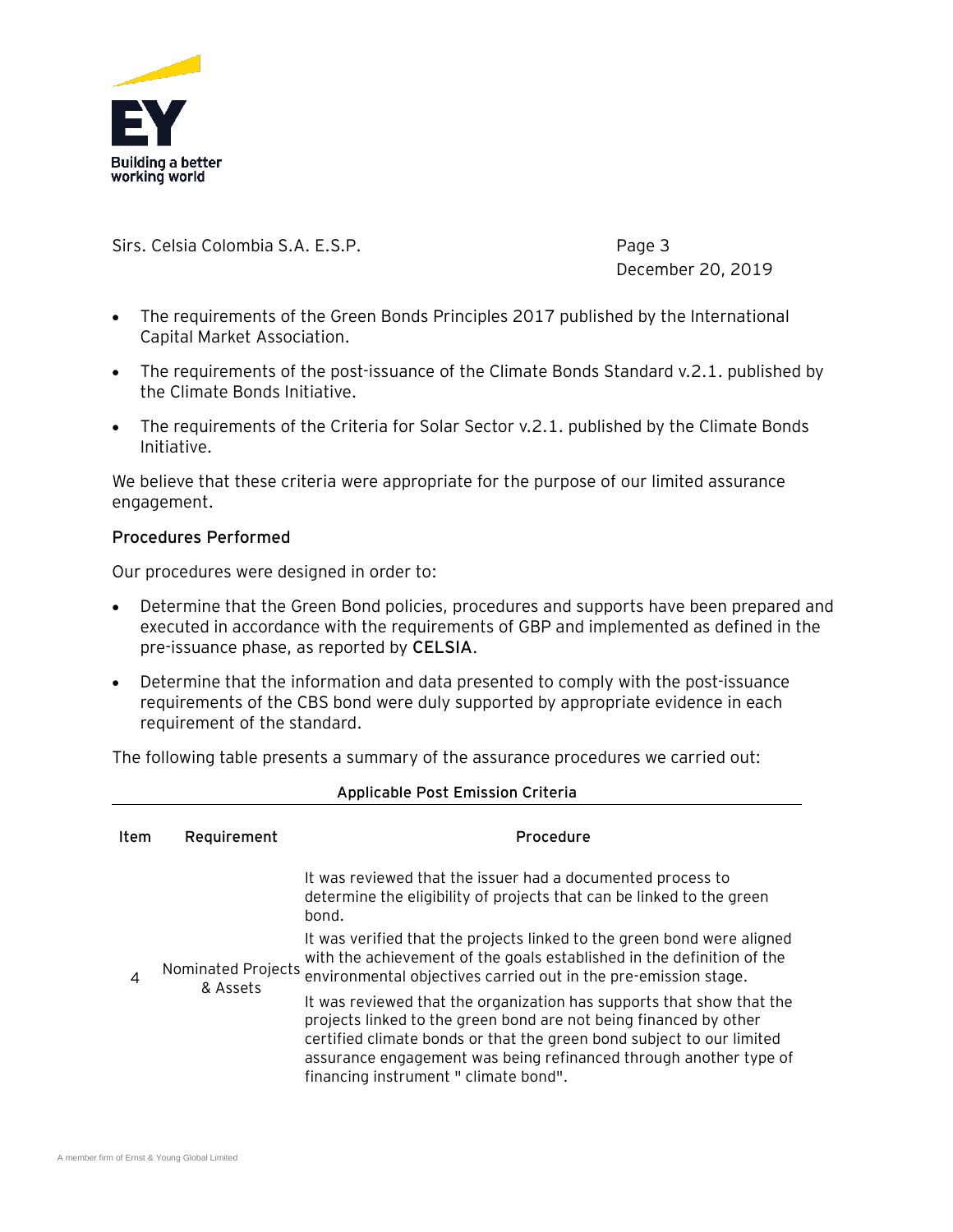Sirs. Celsia Colombia S.A. E.S.P.

December 20, 2019

- The requirements of the Green Bonds Principles 2017 published by the International Capital Market Association.
- The requirements of the post-issuance of the Climate Bonds Standard v.2.1. published by the Climate Bonds Initiative.
- The requirements of the Criteria for Solar Sector v.2.1. published by the Climate Bonds Initiative.

We believe that these criteria were appropriate for the purpose of our limited assurance engagement.

**Procedures Performed**

Our procedures were designed in order to:

- Determine that the Green Bond policies, procedures and supports have been prepared and executed in accordance with the requirements of GBP and implemented as defined in the pre-issuance phase, as reported by **CELSIA**.
- Determine that the information and data presented to comply with the post-issuance requirements of the CBS bond were duly supported by appropriate evidence in each requirement of the standard.

The following table presents a summary of the assurance procedures we carried out:

**Applicable Post Emission Criteria**

| Item | Requirement | Procedure |
|---|---|---|
| 4 | Nominated Projects & Assets | It was reviewed that the issuer had a documented process to determine the eligibility of projects that can be linked to the green bond.<br>It was verified that the projects linked to the green bond were aligned with the achievement of the goals established in the definition of the environmental objectives carried out in the pre-emission stage.<br>It was reviewed that the organization has supports that show that the projects linked to the green bond are not being financed by other certified climate bonds or that the green bond subject to our limited assurance engagement was being refinanced through another type of financing instrument " climate bond". |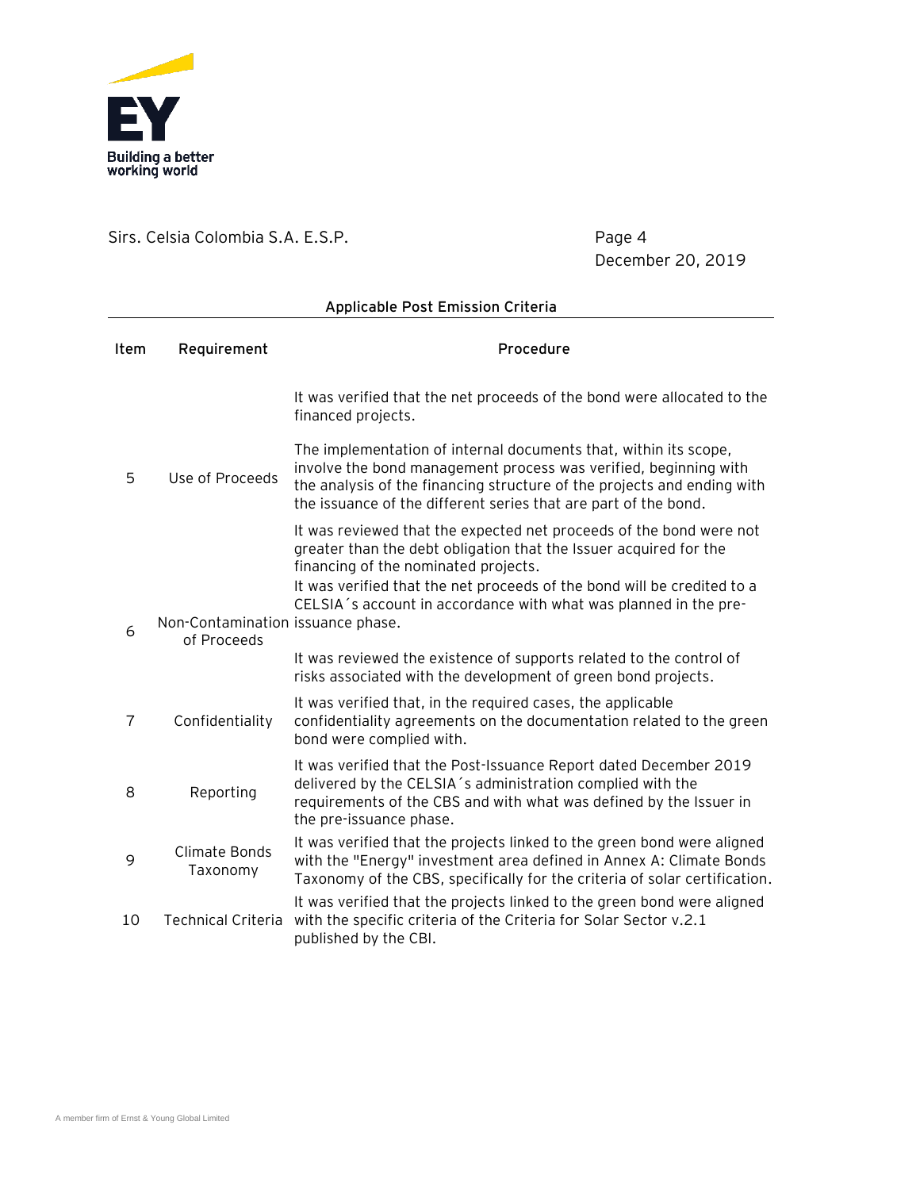Sirs. Celsia Colombia S.A. E.S.P.

Page 4
December 20, 2019

**Applicable Post Emission Criteria**

| Item | Requirement | Procedure |
|---|---|---|
| 5 | Use of Proceeds | It was verified that the net proceeds of the bond were allocated to the financed projects.<br><br>The implementation of internal documents that, within its scope, involve the bond management process was verified, beginning with the analysis of the financing structure of the projects and ending with the issuance of the different series that are part of the bond. |
| 6 | Non-Contamination of Proceeds | It was reviewed that the expected net proceeds of the bond were not greater than the debt obligation that the Issuer acquired for the financing of the nominated projects.<br>It was verified that the net proceeds of the bond will be credited to a CELSIA´s account in accordance with what was planned in the pre-issuance phase.<br><br>It was reviewed the existence of supports related to the control of risks associated with the development of green bond projects. |
| 7 | Confidentiality | It was verified that, in the required cases, the applicable confidentiality agreements on the documentation related to the green bond were complied with. |
| 8 | Reporting | It was verified that the Post-Issuance Report dated December 2019 delivered by the CELSIA´s administration complied with the requirements of the CBS and with what was defined by the Issuer in the pre-issuance phase. |
| 9 | Climate Bonds Taxonomy | It was verified that the projects linked to the green bond were aligned with the "Energy" investment area defined in Annex A: Climate Bonds Taxonomy of the CBS, specifically for the criteria of solar certification. |
| 10 | Technical Criteria | It was verified that the projects linked to the green bond were aligned with the specific criteria of the Criteria for Solar Sector v.2.1 published by the CBI. |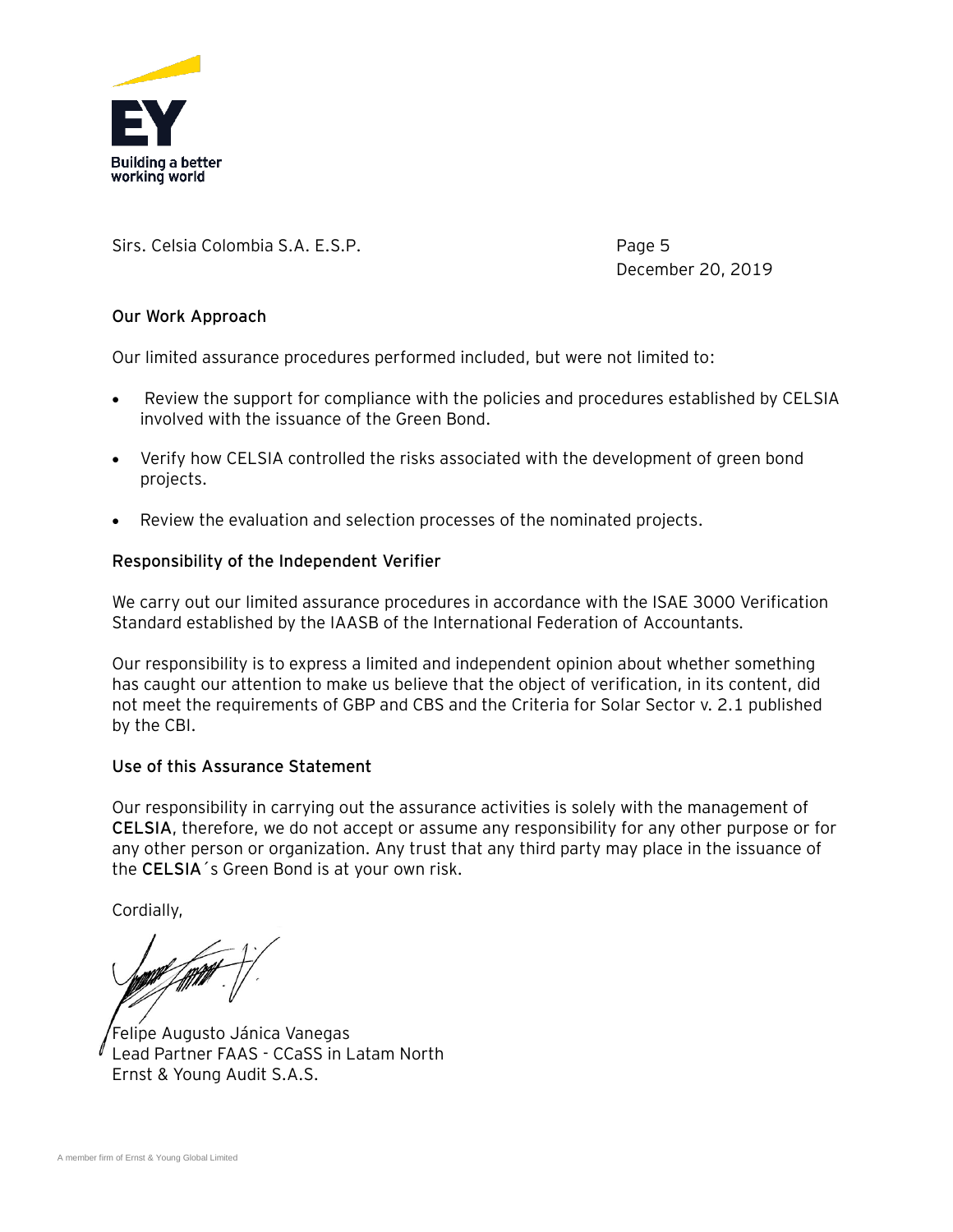Sirs. Celsia Colombia S.A. E.S.P.

December 20, 2019

### Our Work Approach

Our limited assurance procedures performed included, but were not limited to:

- Review the support for compliance with the policies and procedures established by CELSIA involved with the issuance of the Green Bond.
- Verify how CELSIA controlled the risks associated with the development of green bond projects.
- Review the evaluation and selection processes of the nominated projects.

### Responsibility of the Independent Verifier

We carry out our limited assurance procedures in accordance with the ISAE 3000 Verification Standard established by the IAASB of the International Federation of Accountants.

Our responsibility is to express a limited and independent opinion about whether something has caught our attention to make us believe that the object of verification, in its content, did not meet the requirements of GBP and CBS and the Criteria for Solar Sector v. 2.1 published by the CBI.

### Use of this Assurance Statement

Our responsibility in carrying out the assurance activities is solely with the management of **CELSIA**, therefore, we do not accept or assume any responsibility for any other purpose or for any other person or organization. Any trust that any third party may place in the issuance of the **CELSIA**´s Green Bond is at your own risk.

Cordially,

Felipe Augusto Jánica Vanegas
Lead Partner FAAS - CCaSS in Latam North
Ernst & Young Audit S.A.S.